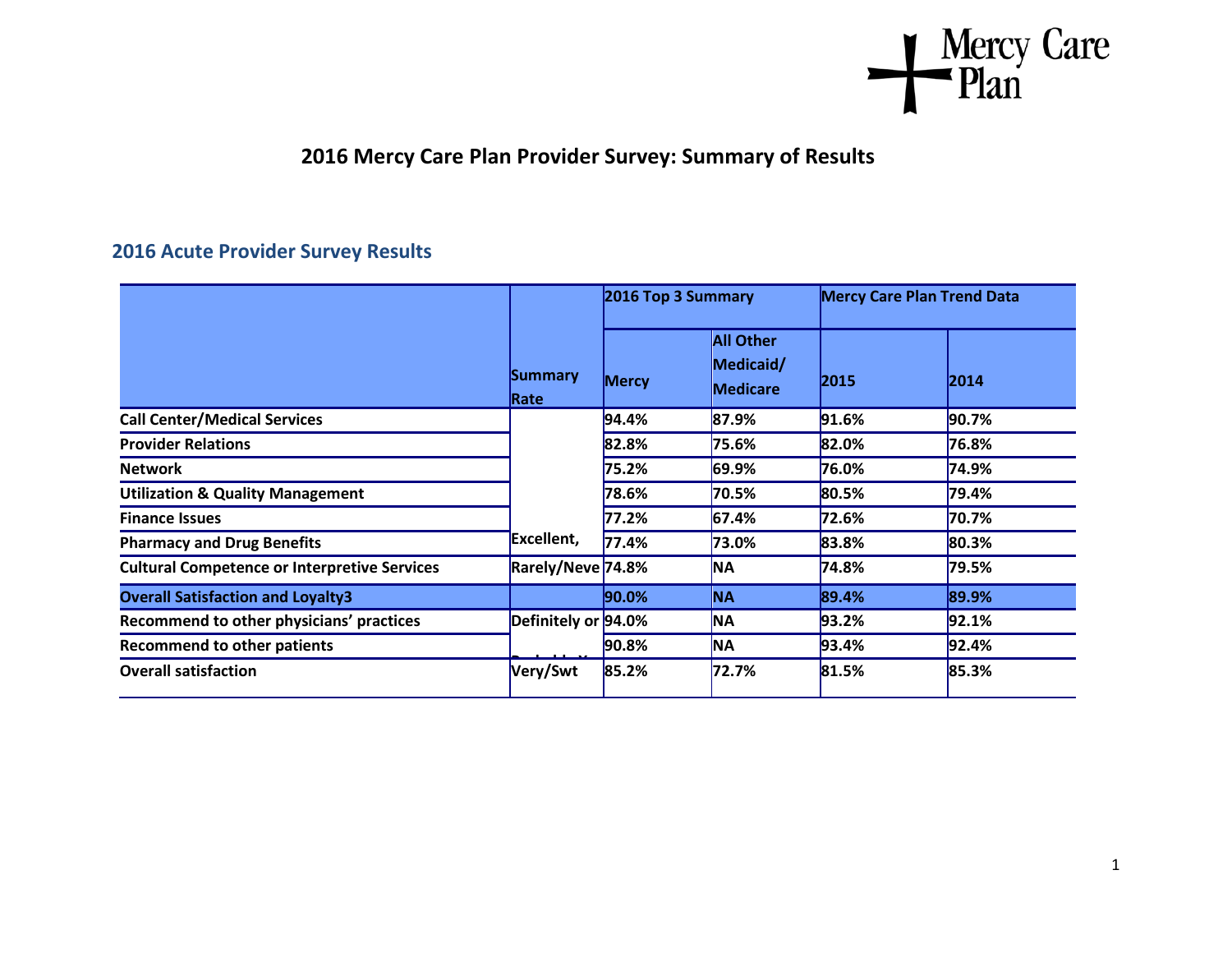# 2016 Mercy Care Plan Provider Survey: Summary of Results

## 2016 Acute Provider Survey Results

| | Summary Rate | 2016 Top 3 Summary | | Mercy Care Plan Trend Data | |
|---|---|---|---|---|---|
| | | Mercy | All Other Medicaid/ Medicare | 2015 | 2014 |
| **Call Center/Medical Services** | | **94.4%** | **87.9%** | **91.6%** | **90.7%** |
| **Provider Relations** | | **82.8%** | **75.6%** | **82.0%** | **76.8%** |
| **Network** | | **75.2%** | **69.9%** | **76.0%** | **74.9%** |
| **Utilization & Quality Management** | | **78.6%** | **70.5%** | **80.5%** | **79.4%** |
| **Finance Issues** | | **77.2%** | **67.4%** | **72.6%** | **70.7%** |
| **Pharmacy and Drug Benefits** | **Excellent,** | **77.4%** | **73.0%** | **83.8%** | **80.3%** |
| **Cultural Competence or Interpretive Services** | **Rarely/Neve** | **74.8%** | **NA** | **74.8%** | **79.5%** |
| **Overall Satisfaction and Loyalty3** | | **90.0%** | **NA** | **89.4%** | **89.9%** |
| **Recommend to other physicians' practices** | **Definitely or** | **94.0%** | **NA** | **93.2%** | **92.1%** |
| **Recommend to other patients** | | **90.8%** | **NA** | **93.4%** | **92.4%** |
| **Overall satisfaction** | **Very/Swt** | **85.2%** | **72.7%** | **81.5%** | **85.3%** |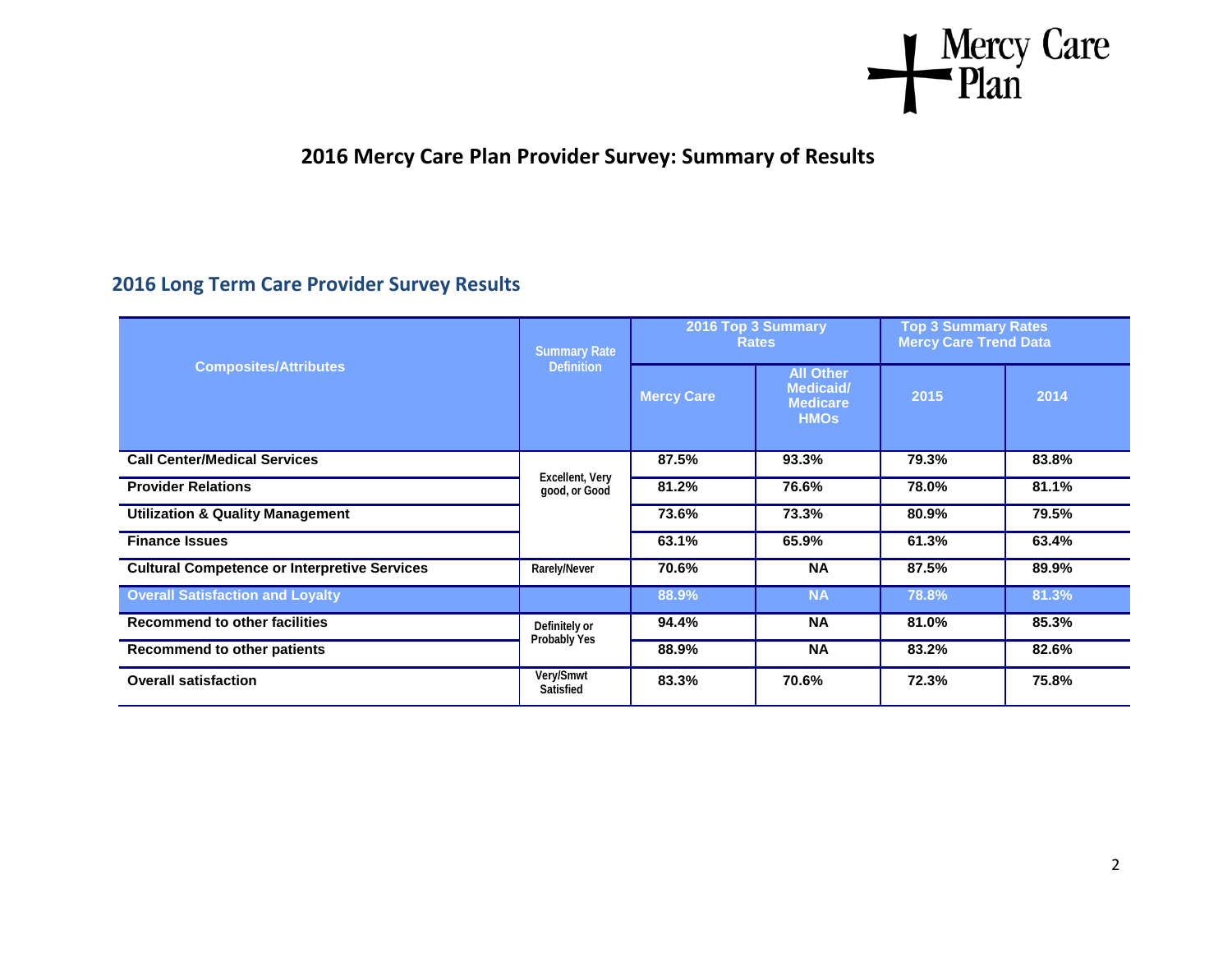Mercy Care Plan

# 2016 Mercy Care Plan Provider Survey: Summary of Results

## 2016 Long Term Care Provider Survey Results

| Composites/Attributes | Summary Rate Definition | 2016 Top 3 Summary Rates | | Top 3 Summary Rates Mercy Care Trend Data | |
|---|---|---|---|---|---|
| | | Mercy Care | All Other Medicaid/ Medicare HMOs | 2015 | 2014 |
| **Call Center/Medical Services** | Excellent, Very good, or Good | 87.5% | 93.3% | 79.3% | 83.8% |
| **Provider Relations** | | 81.2% | 76.6% | 78.0% | 81.1% |
| **Utilization & Quality Management** | | 73.6% | 73.3% | 80.9% | 79.5% |
| **Finance Issues** | | 63.1% | 65.9% | 61.3% | 63.4% |
| **Cultural Competence or Interpretive Services** | Rarely/Never | 70.6% | NA | 87.5% | 89.9% |
| **Overall Satisfaction and Loyalty** | | 88.9% | NA | 78.8% | 81.3% |
| **Recommend to other facilities** | Definitely or Probably Yes | 94.4% | NA | 81.0% | 85.3% |
| **Recommend to other patients** | | 88.9% | NA | 83.2% | 82.6% |
| **Overall satisfaction** | Very/Smwt Satisfied | 83.3% | 70.6% | 72.3% | 75.8% |